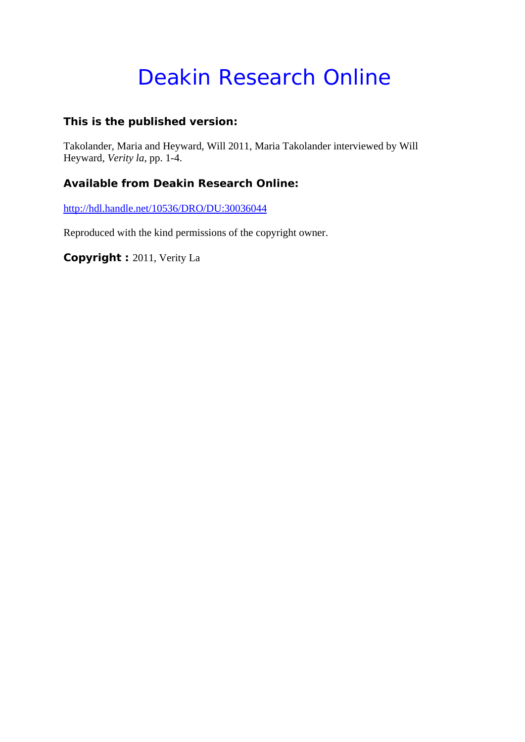# Deakin Research Online

### This is the published version:

Takolander, Maria and Heyward, Will 2011, Maria Takolander interviewed by Will Heyward, *Verity la*, pp. 1-4.

### Available from Deakin Research Online:

http://hdl.handle.net/10536/DRO/DU:30036044

Reproduced with the kind permissions of the copyright owner.

**Copyright :** 2011, Verity La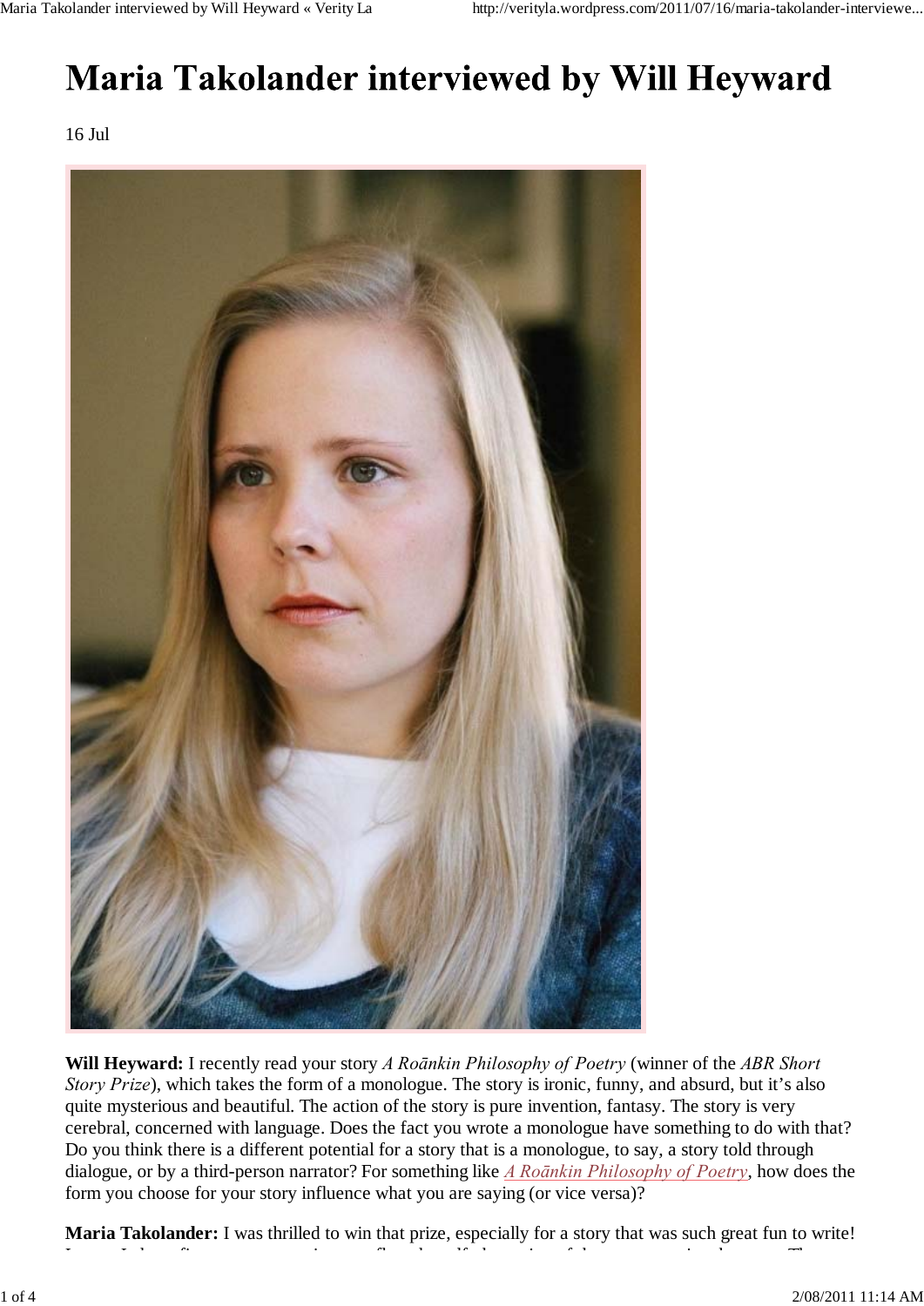# Maria Takolander interviewed by Will Heyward

16 Jul

**Will Heyward:** I recently read your story *A Roānkin Philosophy of Poetry* (winner of the *ABR Short Story Prize*), which takes the form of a monologue. The story is ironic, funny, and absurd, but it's also quite mysterious and beautiful. The action of the story is pure invention, fantasy. The story is very cerebral, concerned with language. Does the fact you wrote a monologue have something to do with that? Do you think there is a different potential for a story that is a monologue, to say, a story told through dialogue, or by a third-person narrator? For something like *A Roānkin Philosophy of Poetry*, how does the form you choose for your story influence what you are saying (or vice versa)?

**Maria Takolander:** I was thrilled to win that prize, especially for a story that was such great fun to write!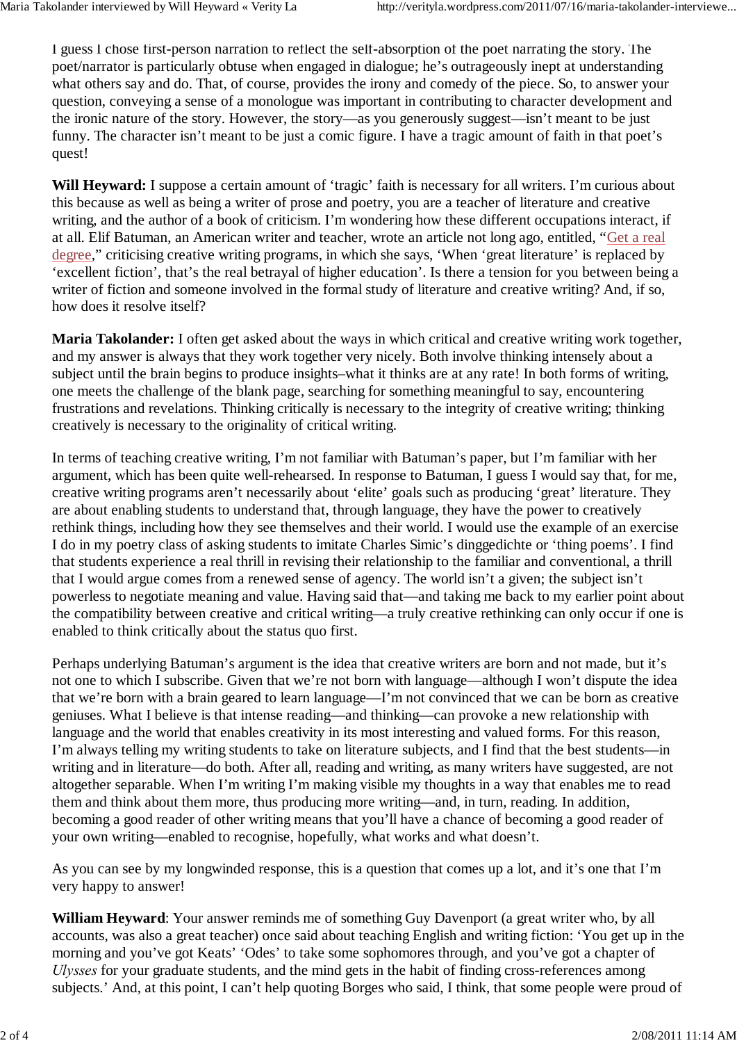I guess I chose first-person narration to reflect the self-absorption of the poet narrating the story. The poet/narrator is particularly obtuse when engaged in dialogue; he's outrageously inept at understanding what others say and do. That, of course, provides the irony and comedy of the piece. So, to answer your question, conveying a sense of a monologue was important in contributing to character development and the ironic nature of the story. However, the story—as you generously suggest—isn't meant to be just funny. The character isn't meant to be just a comic figure. I have a tragic amount of faith in that poet's quest!

**Will Heyward:** I suppose a certain amount of 'tragic' faith is necessary for all writers. I'm curious about this because as well as being a writer of prose and poetry, you are a teacher of literature and creative writing, and the author of a book of criticism. I'm wondering how these different occupations interact, if at all. Elif Batuman, an American writer and teacher, wrote an article not long ago, entitled, "Get a real degree," criticising creative writing programs, in which she says, 'When 'great literature' is replaced by 'excellent fiction', that's the real betrayal of higher education'. Is there a tension for you between being a writer of fiction and someone involved in the formal study of literature and creative writing? And, if so, how does it resolve itself?

**Maria Takolander:** I often get asked about the ways in which critical and creative writing work together, and my answer is always that they work together very nicely. Both involve thinking intensely about a subject until the brain begins to produce insights–what it thinks are at any rate! In both forms of writing, one meets the challenge of the blank page, searching for something meaningful to say, encountering frustrations and revelations. Thinking critically is necessary to the integrity of creative writing; thinking creatively is necessary to the originality of critical writing.

In terms of teaching creative writing, I'm not familiar with Batuman's paper, but I'm familiar with her argument, which has been quite well-rehearsed. In response to Batuman, I guess I would say that, for me, creative writing programs aren't necessarily about 'elite' goals such as producing 'great' literature. They are about enabling students to understand that, through language, they have the power to creatively rethink things, including how they see themselves and their world. I would use the example of an exercise I do in my poetry class of asking students to imitate Charles Simic's dinggedichte or 'thing poems'. I find that students experience a real thrill in revising their relationship to the familiar and conventional, a thrill that I would argue comes from a renewed sense of agency. The world isn't a given; the subject isn't powerless to negotiate meaning and value. Having said that—and taking me back to my earlier point about the compatibility between creative and critical writing—a truly creative rethinking can only occur if one is enabled to think critically about the status quo first.

Perhaps underlying Batuman's argument is the idea that creative writers are born and not made, but it's not one to which I subscribe. Given that we're not born with language—although I won't dispute the idea that we're born with a brain geared to learn language—I'm not convinced that we can be born as creative geniuses. What I believe is that intense reading—and thinking—can provoke a new relationship with language and the world that enables creativity in its most interesting and valued forms. For this reason, I'm always telling my writing students to take on literature subjects, and I find that the best students—in writing and in literature—do both. After all, reading and writing, as many writers have suggested, are not altogether separable. When I'm writing I'm making visible my thoughts in a way that enables me to read them and think about them more, thus producing more writing—and, in turn, reading. In addition, becoming a good reader of other writing means that you'll have a chance of becoming a good reader of your own writing—enabled to recognise, hopefully, what works and what doesn't.

As you can see by my longwinded response, this is a question that comes up a lot, and it's one that I'm very happy to answer!

**William Heyward**: Your answer reminds me of something Guy Davenport (a great writer who, by all accounts, was also a great teacher) once said about teaching English and writing fiction: 'You get up in the morning and you've got Keats' 'Odes' to take some sophomores through, and you've got a chapter of *Ulysses* for your graduate students, and the mind gets in the habit of finding cross-references among subjects.' And, at this point, I can't help quoting Borges who said, I think, that some people were proud of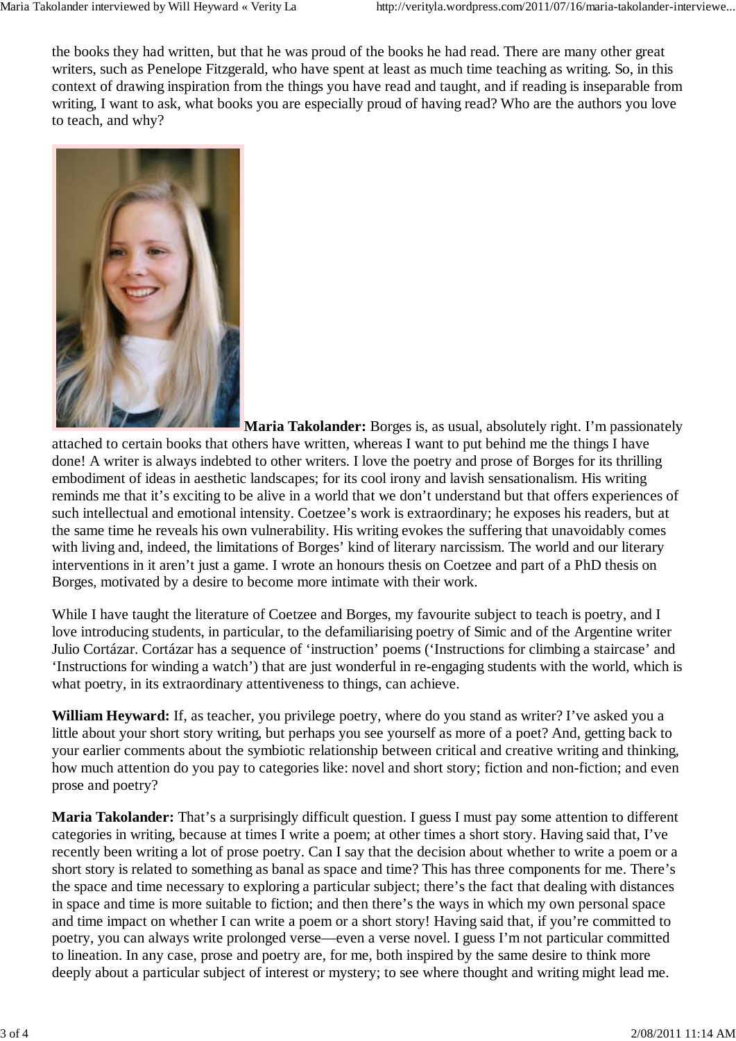the books they had written, but that he was proud of the books he had read. There are many other great writers, such as Penelope Fitzgerald, who have spent at least as much time teaching as writing. So, in this context of drawing inspiration from the things you have read and taught, and if reading is inseparable from writing, I want to ask, what books you are especially proud of having read? Who are the authors you love to teach, and why?

**Maria Takolander:** Borges is, as usual, absolutely right. I'm passionately attached to certain books that others have written, whereas I want to put behind me the things I have done! A writer is always indebted to other writers. I love the poetry and prose of Borges for its thrilling embodiment of ideas in aesthetic landscapes; for its cool irony and lavish sensationalism. His writing reminds me that it's exciting to be alive in a world that we don't understand but that offers experiences of such intellectual and emotional intensity. Coetzee's work is extraordinary; he exposes his readers, but at the same time he reveals his own vulnerability. His writing evokes the suffering that unavoidably comes with living and, indeed, the limitations of Borges' kind of literary narcissism. The world and our literary interventions in it aren't just a game. I wrote an honours thesis on Coetzee and part of a PhD thesis on Borges, motivated by a desire to become more intimate with their work.

While I have taught the literature of Coetzee and Borges, my favourite subject to teach is poetry, and I love introducing students, in particular, to the defamiliarising poetry of Simic and of the Argentine writer Julio Cortázar. Cortázar has a sequence of 'instruction' poems ('Instructions for climbing a staircase' and 'Instructions for winding a watch') that are just wonderful in re-engaging students with the world, which is what poetry, in its extraordinary attentiveness to things, can achieve.

**William Heyward:** If, as teacher, you privilege poetry, where do you stand as writer? I've asked you a little about your short story writing, but perhaps you see yourself as more of a poet? And, getting back to your earlier comments about the symbiotic relationship between critical and creative writing and thinking, how much attention do you pay to categories like: novel and short story; fiction and non-fiction; and even prose and poetry?

**Maria Takolander:** That's a surprisingly difficult question. I guess I must pay some attention to different categories in writing, because at times I write a poem; at other times a short story. Having said that, I've recently been writing a lot of prose poetry. Can I say that the decision about whether to write a poem or a short story is related to something as banal as space and time? This has three components for me. There's the space and time necessary to exploring a particular subject; there's the fact that dealing with distances in space and time is more suitable to fiction; and then there's the ways in which my own personal space and time impact on whether I can write a poem or a short story! Having said that, if you're committed to poetry, you can always write prolonged verse—even a verse novel. I guess I'm not particular committed to lineation. In any case, prose and poetry are, for me, both inspired by the same desire to think more deeply about a particular subject of interest or mystery; to see where thought and writing might lead me.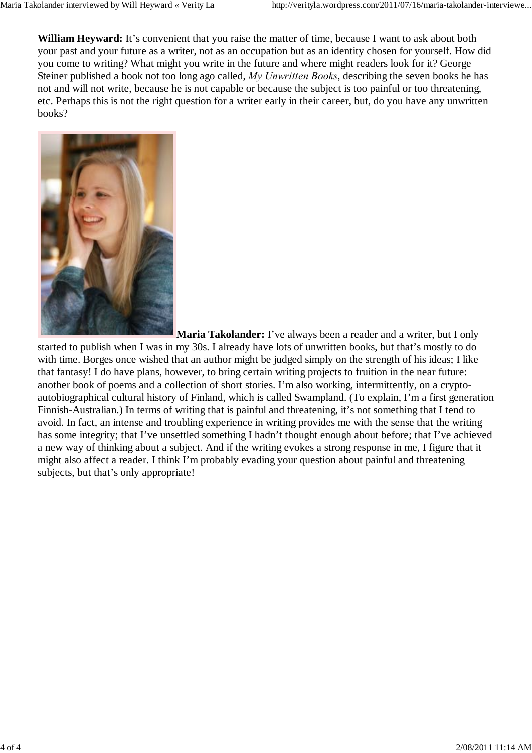**William Heyward:** It's convenient that you raise the matter of time, because I want to ask about both your past and your future as a writer, not as an occupation but as an identity chosen for yourself. How did you come to writing? What might you write in the future and where might readers look for it? George Steiner published a book not too long ago called, *My Unwritten Books*, describing the seven books he has not and will not write, because he is not capable or because the subject is too painful or too threatening, etc. Perhaps this is not the right question for a writer early in their career, but, do you have any unwritten books?

**Maria Takolander:** I've always been a reader and a writer, but I only started to publish when I was in my 30s. I already have lots of unwritten books, but that's mostly to do with time. Borges once wished that an author might be judged simply on the strength of his ideas; I like that fantasy! I do have plans, however, to bring certain writing projects to fruition in the near future: another book of poems and a collection of short stories. I'm also working, intermittently, on a crypto-autobiographical cultural history of Finland, which is called Swampland. (To explain, I'm a first generation Finnish-Australian.) In terms of writing that is painful and threatening, it's not something that I tend to avoid. In fact, an intense and troubling experience in writing provides me with the sense that the writing has some integrity; that I've unsettled something I hadn't thought enough about before; that I've achieved a new way of thinking about a subject. And if the writing evokes a strong response in me, I figure that it might also affect a reader. I think I'm probably evading your question about painful and threatening subjects, but that's only appropriate!